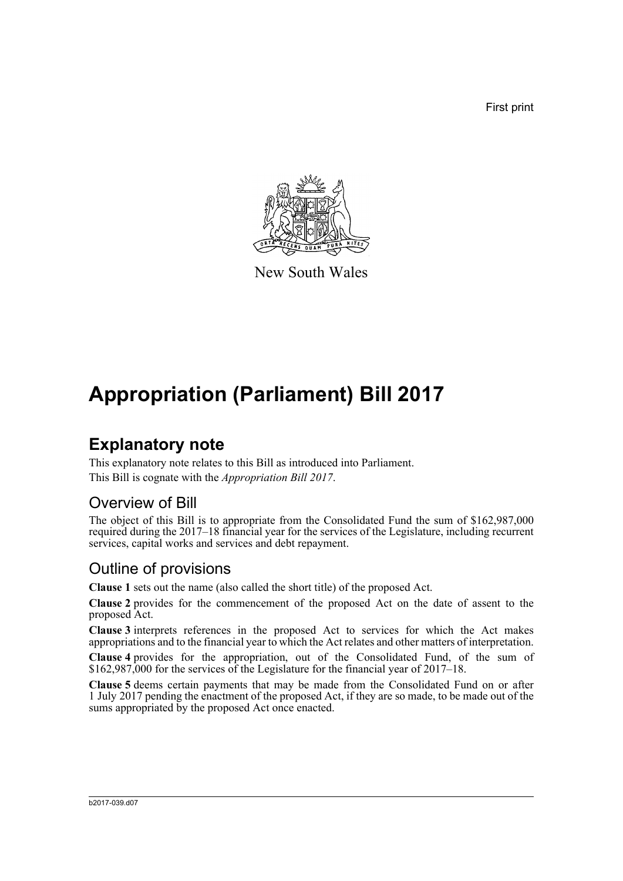First print

New South Wales

# Appropriation (Parliament) Bill 2017

## Explanatory note

This explanatory note relates to this Bill as introduced into Parliament.

This Bill is cognate with the *Appropriation Bill 2017*.

### Overview of Bill

The object of this Bill is to appropriate from the Consolidated Fund the sum of $162,987,000 required during the 2017–18 financial year for the services of the Legislature, including recurrent services, capital works and services and debt repayment.

### Outline of provisions

**Clause 1** sets out the name (also called the short title) of the proposed Act.

**Clause 2** provides for the commencement of the proposed Act on the date of assent to the proposed Act.

**Clause 3** interprets references in the proposed Act to services for which the Act makes appropriations and to the financial year to which the Act relates and other matters of interpretation.

**Clause 4** provides for the appropriation, out of the Consolidated Fund, of the sum of $162,987,000 for the services of the Legislature for the financial year of 2017–18.

**Clause 5** deems certain payments that may be made from the Consolidated Fund on or after 1 July 2017 pending the enactment of the proposed Act, if they are so made, to be made out of the sums appropriated by the proposed Act once enacted.

b2017-039.d07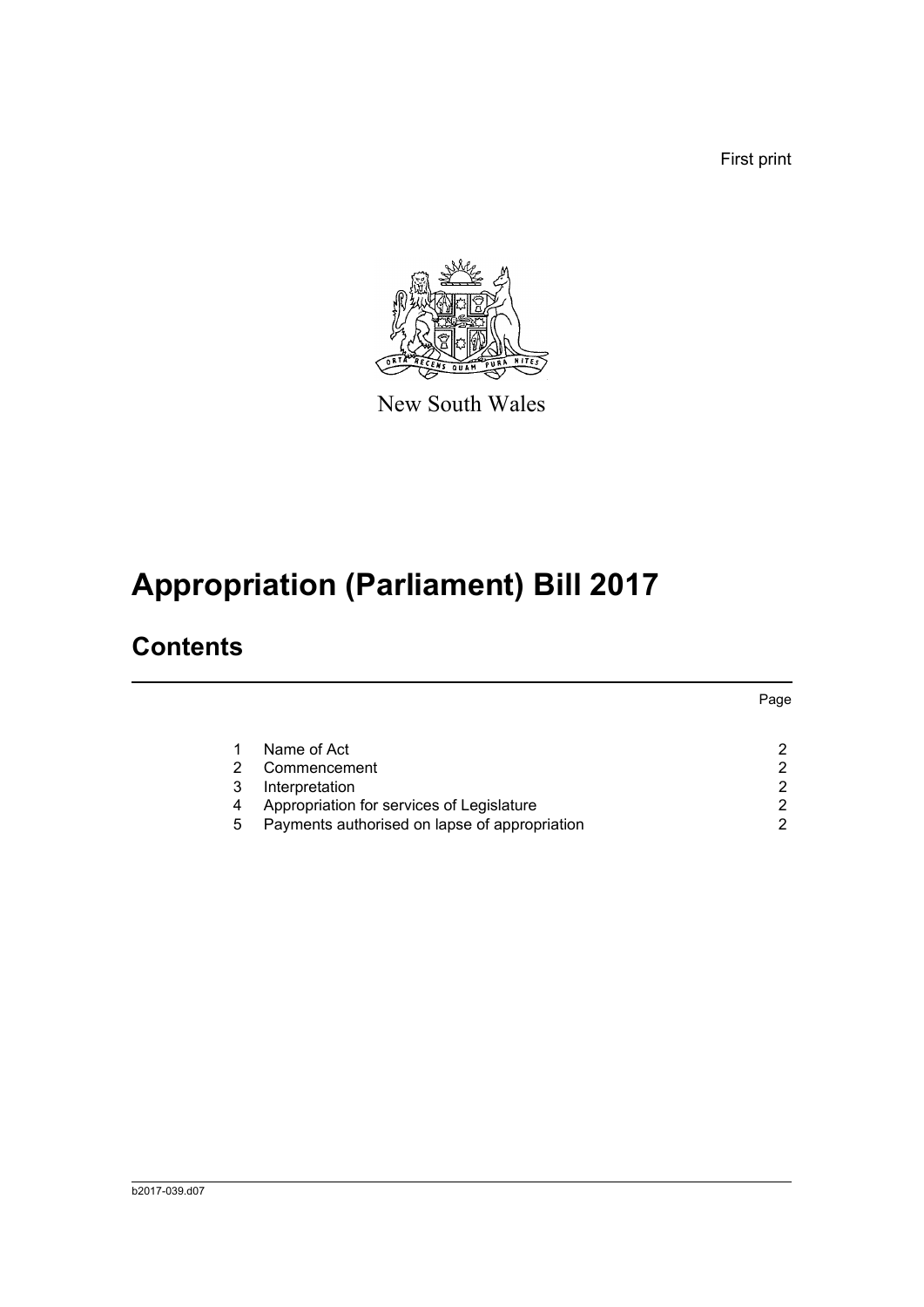First print

New South Wales

# Appropriation (Parliament) Bill 2017

## Contents

| | | Page |
|---|---|---|
| 1 | Name of Act | 2 |
| 2 | Commencement | 2 |
| 3 | Interpretation | 2 |
| 4 | Appropriation for services of Legislature | 2 |
| 5 | Payments authorised on lapse of appropriation | 2 |

b2017-039.d07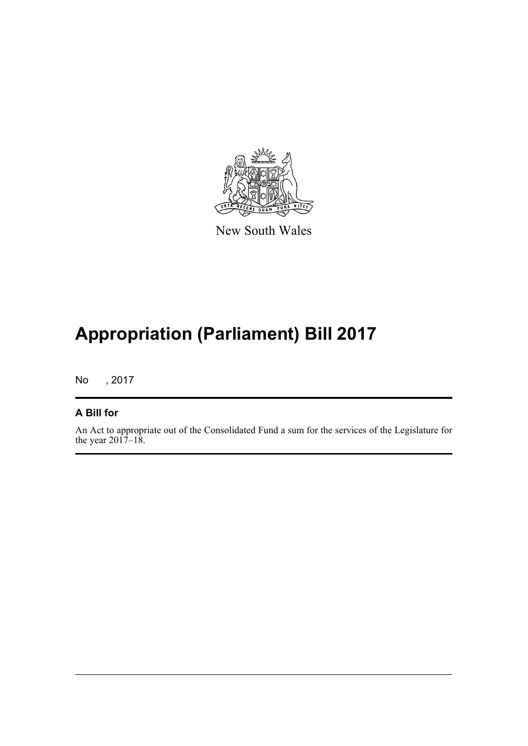New South Wales

# Appropriation (Parliament) Bill 2017

No , 2017

## A Bill for

An Act to appropriate out of the Consolidated Fund a sum for the services of the Legislature for the year 2017–18.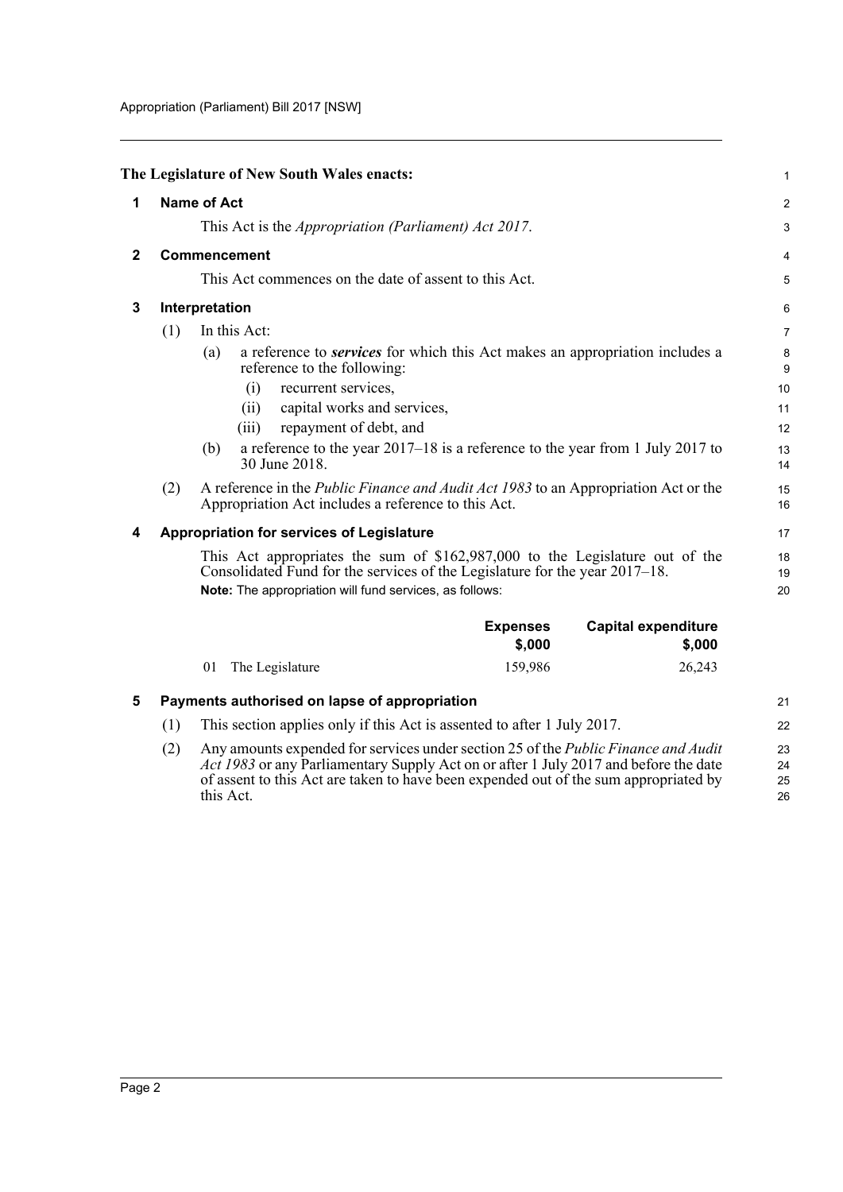**The Legislature of New South Wales enacts:**

## 1 Name of Act

This Act is the *Appropriation (Parliament) Act 2017*.

## 2 Commencement

This Act commences on the date of assent to this Act.

## 3 Interpretation

(1) In this Act:

(a) a reference to ***services*** for which this Act makes an appropriation includes a reference to the following:

(i) recurrent services,

(ii) capital works and services,

(iii) repayment of debt, and

(b) a reference to the year 2017–18 is a reference to the year from 1 July 2017 to 30 June 2018.

(2) A reference in the *Public Finance and Audit Act 1983* to an Appropriation Act or the Appropriation Act includes a reference to this Act.

## 4 Appropriation for services of Legislature

This Act appropriates the sum of $162,987,000 to the Legislature out of the Consolidated Fund for the services of the Legislature for the year 2017–18.

**Note:** The appropriation will fund services, as follows:

| | Expenses $,000 | Capital expenditure $,000 |
|---|---|---|
| 01 The Legislature | 159,986 | 26,243 |

## 5 Payments authorised on lapse of appropriation

(1) This section applies only if this Act is assented to after 1 July 2017.

(2) Any amounts expended for services under section 25 of the *Public Finance and Audit Act 1983* or any Parliamentary Supply Act on or after 1 July 2017 and before the date of assent to this Act are taken to have been expended out of the sum appropriated by this Act.